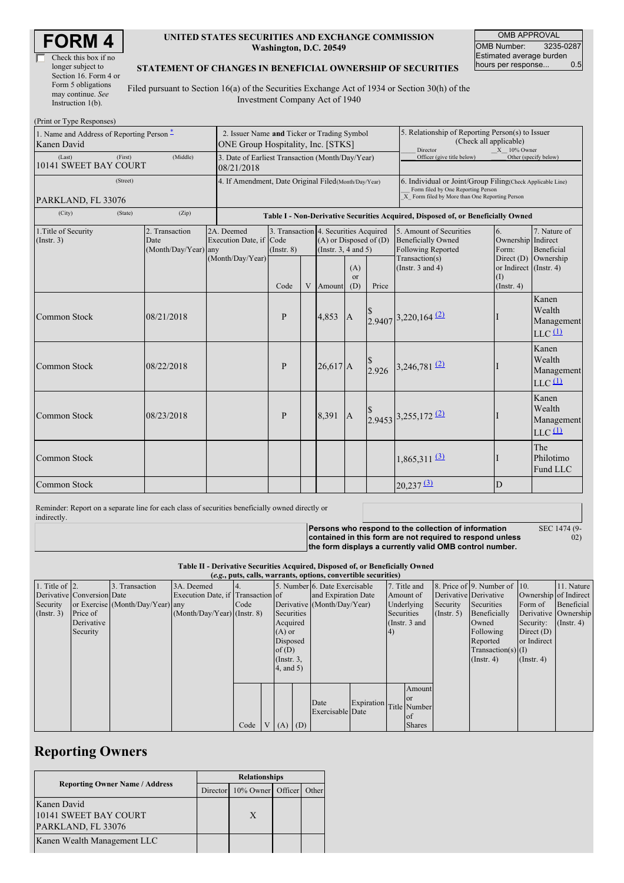# FORM 4

☐ Check this box if no longer subject to Section 16. Form 4 or Form 5 obligations may continue. *See* Instruction 1(b).

**UNITED STATES SECURITIES AND EXCHANGE COMMISSION**
**Washington, D.C. 20549**

**STATEMENT OF CHANGES IN BENEFICIAL OWNERSHIP OF SECURITIES**

Filed pursuant to Section 16(a) of the Securities Exchange Act of 1934 or Section 30(h) of the Investment Company Act of 1940

| OMB APPROVAL | |
|---|---|
| OMB Number: | 3235-0287 |
| Estimated average burden hours per response... | 0.5 |

(Print or Type Responses)

| 1. Name and Address of Reporting Person * | 2. Issuer Name and Ticker or Trading Symbol | 5. Relationship of Reporting Person(s) to Issuer (Check all applicable) |
|---|---|---|
| Kanen David | ONE Group Hospitality, Inc. [STKS] | ___ Director _X_ 10% Owner ___ Officer (give title below) ___ Other (specify below) |
| (Last) (First) (Middle) 10141 SWEET BAY COURT | 3. Date of Earliest Transaction (Month/Day/Year) 08/21/2018 | |
| (Street) PARKLAND, FL 33076 | 4. If Amendment, Date Original Filed (Month/Day/Year) | 6. Individual or Joint/Group Filing (Check Applicable Line) ___ Form filed by One Reporting Person _X_ Form filed by More than One Reporting Person |
| (City) (State) (Zip) | | |

**Table I - Non-Derivative Securities Acquired, Disposed of, or Beneficially Owned**

| 1.Title of Security (Instr. 3) | 2. Transaction Date (Month/Day/Year) | 2A. Deemed Execution Date, if any (Month/Day/Year) | 3. Transaction Code (Instr. 8) | | 4. Securities Acquired (A) or Disposed of (D) (Instr. 3, 4 and 5) | | | 5. Amount of Securities Beneficially Owned Following Reported Transaction(s) (Instr. 3 and 4) | 6. Ownership Form: Direct (D) or Indirect (I) (Instr. 4) | 7. Nature of Indirect Beneficial Ownership (Instr. 4) |
|---|---|---|---|---|---|---|---|---|---|---|
| | | | Code | V | Amount | (A) or (D) | Price | | | |
| Common Stock | 08/21/2018 | | P | | 4,853 | A | $ 2.9407 | 3,220,164 (2) | I | Kanen Wealth Management LLC (1) |
| Common Stock | 08/22/2018 | | P | | 26,617 | A | $ 2.926 | 3,246,781 (2) | I | Kanen Wealth Management LLC (1) |
| Common Stock | 08/23/2018 | | P | | 8,391 | A | $ 2.9453 | 3,255,172 (2) | I | Kanen Wealth Management LLC (1) |
| Common Stock | | | | | | | | 1,865,311 (3) | I | The Philotimo Fund LLC |
| Common Stock | | | | | | | | 20,237 (3) | D | |

Reminder: Report on a separate line for each class of securities beneficially owned directly or indirectly.

**Persons who respond to the collection of information contained in this form are not required to respond unless the form displays a currently valid OMB control number.** SEC 1474 (9-02)

**Table II - Derivative Securities Acquired, Disposed of, or Beneficially Owned**
**(*e.g.*, puts, calls, warrants, options, convertible securities)**

| 1. Title of Derivative Security (Instr. 3) | 2. Conversion or Exercise Price of Derivative Security | 3. Transaction Date (Month/Day/Year) | 3A. Deemed Execution Date, if any (Month/Day/Year) | 4. Transaction Code (Instr. 8) | | 5. Number of Derivative Securities Acquired (A) or Disposed of (D) (Instr. 3, 4, and 5) | | 6. Date Exercisable and Expiration Date (Month/Day/Year) | | 7. Title and Amount of Underlying Securities (Instr. 3 and 4) | | 8. Price of Derivative Security (Instr. 5) | 9. Number of Derivative Securities Beneficially Owned Following Reported Transaction(s) (Instr. 4) | 10. Ownership Form of Derivative Security: Direct (D) or Indirect (I) (Instr. 4) | 11. Nature of Indirect Beneficial Ownership (Instr. 4) |
|---|---|---|---|---|---|---|---|---|---|---|---|---|---|---|---|
| | | | | Code | V | (A) | (D) | Date Exercisable | Expiration Date | Title | Amount or Number of Shares | | | | |

## Reporting Owners

| Reporting Owner Name / Address | Relationships | | | |
|---|---|---|---|---|
| | Director | 10% Owner | Officer | Other |
| Kanen David 10141 SWEET BAY COURT PARKLAND, FL 33076 | | X | | |
| Kanen Wealth Management LLC | | | | |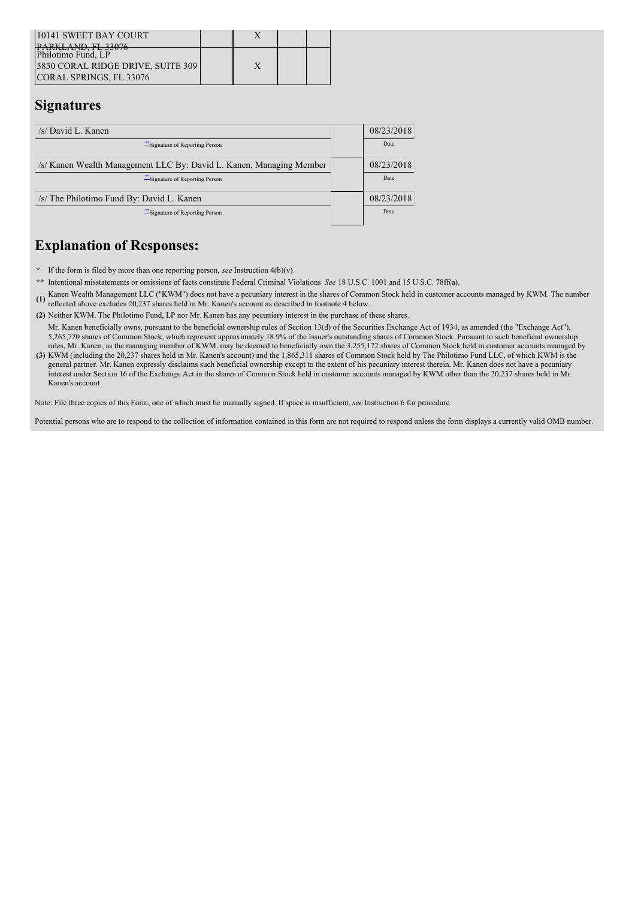| | | | | |
|---|---|---|---|---|
| 10141 SWEET BAY COURT<br>PARKLAND, FL 33076 | | X | | |
| Philotimo Fund, LP<br>5850 CORAL RIDGE DRIVE, SUITE 309<br>CORAL SPRINGS, FL 33076 | | X | | |

## Signatures

| | |
|---|---|
| /s/ David L. Kanen | 08/23/2018 |
| ** Signature of Reporting Person | Date |
| /s/ Kanen Wealth Management LLC By: David L. Kanen, Managing Member | 08/23/2018 |
| ** Signature of Reporting Person | Date |
| /s/ The Philotimo Fund By: David L. Kanen | 08/23/2018 |
| ** Signature of Reporting Person | Date |

## Explanation of Responses:

\* If the form is filed by more than one reporting person, *see* Instruction 4(b)(v).

\*\* Intentional misstatements or omissions of facts constitute Federal Criminal Violations. *See* 18 U.S.C. 1001 and 15 U.S.C. 78ff(a).

(1) Kanen Wealth Management LLC ("KWM") does not have a pecuniary interest in the shares of Common Stock held in customer accounts managed by KWM. The number reflected above excludes 20,237 shares held in Mr. Kanen's account as described in footnote 4 below.

(2) Neither KWM, The Philotimo Fund, LP nor Mr. Kanen has any pecuniary interest in the purchase of these shares.

(3) Mr. Kanen beneficially owns, pursuant to the beneficial ownership rules of Section 13(d) of the Securities Exchange Act of 1934, as amended (the "Exchange Act"), 5,265,720 shares of Common Stock, which represent approximately 18.9% of the Issuer's outstanding shares of Common Stock. Pursuant to such beneficial ownership rules, Mr. Kanen, as the managing member of KWM, may be deemed to beneficially own the 3,255,172 shares of Common Stock held in customer accounts managed by KWM (including the 20,237 shares held in Mr. Kanen's account) and the 1,865,311 shares of Common Stock held by The Philotimo Fund LLC, of which KWM is the general partner. Mr. Kanen expressly disclaims such beneficial ownership except to the extent of his pecuniary interest therein. Mr. Kanen does not have a pecuniary interest under Section 16 of the Exchange Act in the shares of Common Stock held in customer accounts managed by KWM other than the 20,237 shares held in Mr. Kanen's account.

Note: File three copies of this Form, one of which must be manually signed. If space is insufficient, *see* Instruction 6 for procedure.

Potential persons who are to respond to the collection of information contained in this form are not required to respond unless the form displays a currently valid OMB number.